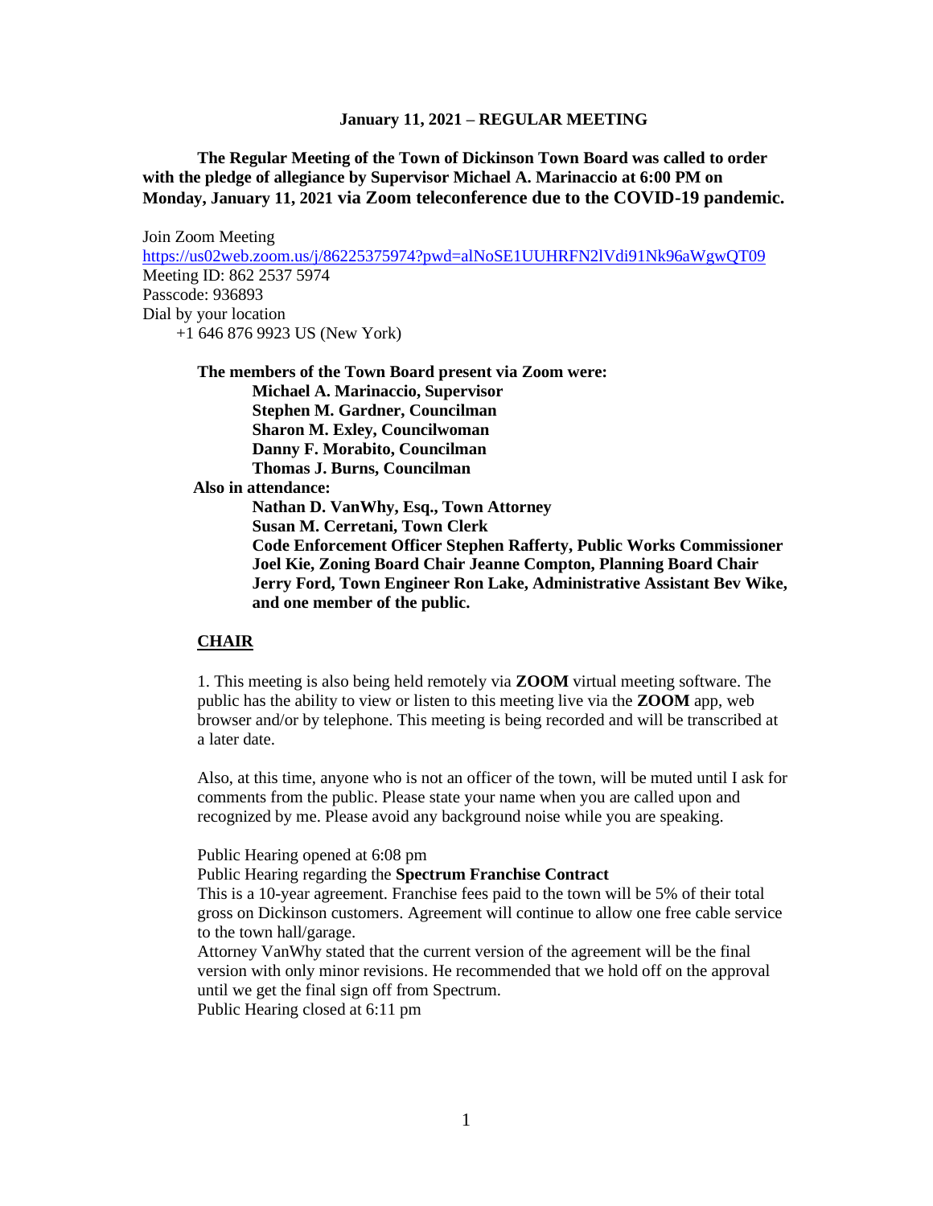**January 11, 2021 – REGULAR MEETING**

**The Regular Meeting of the Town of Dickinson Town Board was called to order with the pledge of allegiance by Supervisor Michael A. Marinaccio at 6:00 PM on Monday, January 11, 2021 via Zoom teleconference due to the COVID-19 pandemic.**

Join Zoom Meeting
https://us02web.zoom.us/j/86225375974?pwd=alNoSE1UUHRFN2lVdi91Nk96aWgwQT09
Meeting ID: 862 2537 5974
Passcode: 936893
Dial by your location
+1 646 876 9923 US (New York)

**The members of the Town Board present via Zoom were:**
**Michael A. Marinaccio, Supervisor**
**Stephen M. Gardner, Councilman**
**Sharon M. Exley, Councilwoman**
**Danny F. Morabito, Councilman**
**Thomas J. Burns, Councilman**

**Also in attendance:**
**Nathan D. VanWhy, Esq., Town Attorney**
**Susan M. Cerretani, Town Clerk**
**Code Enforcement Officer Stephen Rafferty, Public Works Commissioner Joel Kie, Zoning Board Chair Jeanne Compton, Planning Board Chair Jerry Ford, Town Engineer Ron Lake, Administrative Assistant Bev Wike, and one member of the public.**

## CHAIR

1. This meeting is also being held remotely via **ZOOM** virtual meeting software. The public has the ability to view or listen to this meeting live via the **ZOOM** app, web browser and/or by telephone. This meeting is being recorded and will be transcribed at a later date.

Also, at this time, anyone who is not an officer of the town, will be muted until I ask for comments from the public. Please state your name when you are called upon and recognized by me. Please avoid any background noise while you are speaking.

Public Hearing opened at 6:08 pm
Public Hearing regarding the **Spectrum Franchise Contract**
This is a 10-year agreement. Franchise fees paid to the town will be 5% of their total gross on Dickinson customers. Agreement will continue to allow one free cable service to the town hall/garage.
Attorney VanWhy stated that the current version of the agreement will be the final version with only minor revisions. He recommended that we hold off on the approval until we get the final sign off from Spectrum.
Public Hearing closed at 6:11 pm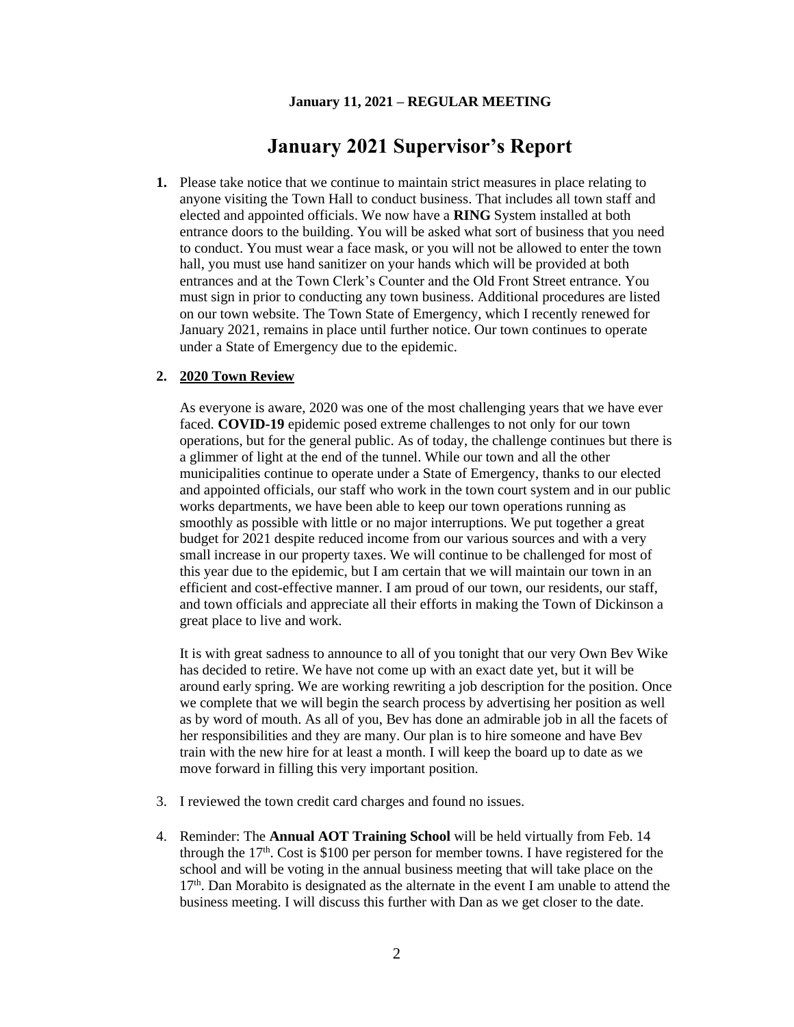**January 11, 2021 – REGULAR MEETING**

# January 2021 Supervisor's Report

1. Please take notice that we continue to maintain strict measures in place relating to anyone visiting the Town Hall to conduct business. That includes all town staff and elected and appointed officials. We now have a **RING** System installed at both entrance doors to the building. You will be asked what sort of business that you need to conduct. You must wear a face mask, or you will not be allowed to enter the town hall, you must use hand sanitizer on your hands which will be provided at both entrances and at the Town Clerk's Counter and the Old Front Street entrance. You must sign in prior to conducting any town business. Additional procedures are listed on our town website. The Town State of Emergency, which I recently renewed for January 2021, remains in place until further notice. Our town continues to operate under a State of Emergency due to the epidemic.

2. **2020 Town Review**

   As everyone is aware, 2020 was one of the most challenging years that we have ever faced. **COVID-19** epidemic posed extreme challenges to not only for our town operations, but for the general public. As of today, the challenge continues but there is a glimmer of light at the end of the tunnel. While our town and all the other municipalities continue to operate under a State of Emergency, thanks to our elected and appointed officials, our staff who work in the town court system and in our public works departments, we have been able to keep our town operations running as smoothly as possible with little or no major interruptions. We put together a great budget for 2021 despite reduced income from our various sources and with a very small increase in our property taxes. We will continue to be challenged for most of this year due to the epidemic, but I am certain that we will maintain our town in an efficient and cost-effective manner. I am proud of our town, our residents, our staff, and town officials and appreciate all their efforts in making the Town of Dickinson a great place to live and work.

   It is with great sadness to announce to all of you tonight that our very Own Bev Wike has decided to retire. We have not come up with an exact date yet, but it will be around early spring. We are working rewriting a job description for the position. Once we complete that we will begin the search process by advertising her position as well as by word of mouth. As all of you, Bev has done an admirable job in all the facets of her responsibilities and they are many. Our plan is to hire someone and have Bev train with the new hire for at least a month. I will keep the board up to date as we move forward in filling this very important position.

3. I reviewed the town credit card charges and found no issues.

4. Reminder: The **Annual AOT Training School** will be held virtually from Feb. 14 through the 17th. Cost is $100 per person for member towns. I have registered for the school and will be voting in the annual business meeting that will take place on the 17th. Dan Morabito is designated as the alternate in the event I am unable to attend the business meeting. I will discuss this further with Dan as we get closer to the date.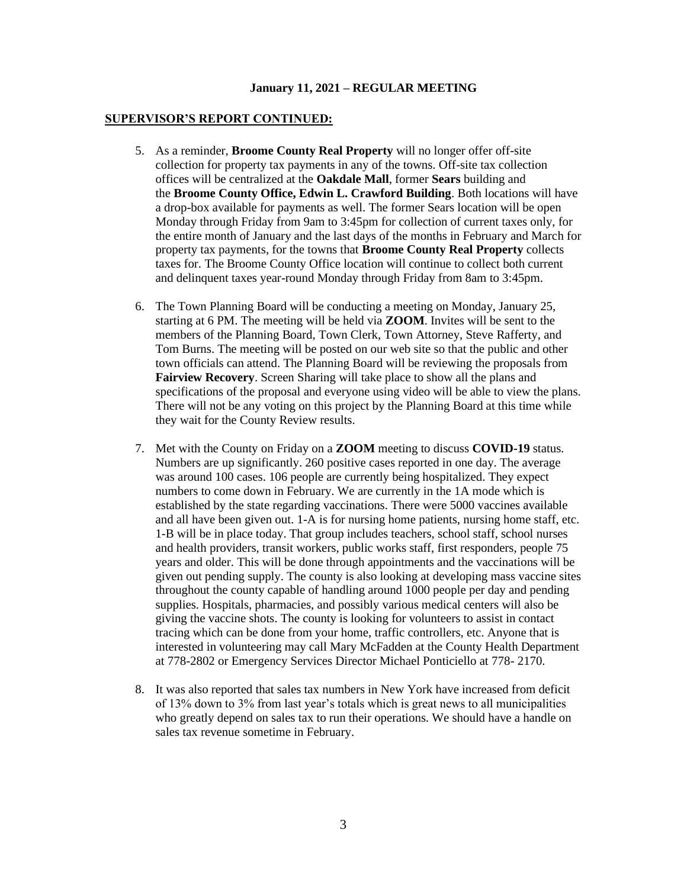**January 11, 2021 – REGULAR MEETING**

**SUPERVISOR'S REPORT CONTINUED:**

5. As a reminder, **Broome County Real Property** will no longer offer off-site collection for property tax payments in any of the towns. Off-site tax collection offices will be centralized at the **Oakdale Mall**, former **Sears** building and the **Broome County Office, Edwin L. Crawford Building**. Both locations will have a drop-box available for payments as well. The former Sears location will be open Monday through Friday from 9am to 3:45pm for collection of current taxes only, for the entire month of January and the last days of the months in February and March for property tax payments, for the towns that **Broome County Real Property** collects taxes for. The Broome County Office location will continue to collect both current and delinquent taxes year-round Monday through Friday from 8am to 3:45pm.

6. The Town Planning Board will be conducting a meeting on Monday, January 25, starting at 6 PM. The meeting will be held via **ZOOM**. Invites will be sent to the members of the Planning Board, Town Clerk, Town Attorney, Steve Rafferty, and Tom Burns. The meeting will be posted on our web site so that the public and other town officials can attend. The Planning Board will be reviewing the proposals from **Fairview Recovery**. Screen Sharing will take place to show all the plans and specifications of the proposal and everyone using video will be able to view the plans. There will not be any voting on this project by the Planning Board at this time while they wait for the County Review results.

7. Met with the County on Friday on a **ZOOM** meeting to discuss **COVID-19** status. Numbers are up significantly. 260 positive cases reported in one day. The average was around 100 cases. 106 people are currently being hospitalized. They expect numbers to come down in February. We are currently in the 1A mode which is established by the state regarding vaccinations. There were 5000 vaccines available and all have been given out. 1-A is for nursing home patients, nursing home staff, etc. 1-B will be in place today. That group includes teachers, school staff, school nurses and health providers, transit workers, public works staff, first responders, people 75 years and older. This will be done through appointments and the vaccinations will be given out pending supply. The county is also looking at developing mass vaccine sites throughout the county capable of handling around 1000 people per day and pending supplies. Hospitals, pharmacies, and possibly various medical centers will also be giving the vaccine shots. The county is looking for volunteers to assist in contact tracing which can be done from your home, traffic controllers, etc. Anyone that is interested in volunteering may call Mary McFadden at the County Health Department at 778-2802 or Emergency Services Director Michael Ponticiello at 778- 2170.

8. It was also reported that sales tax numbers in New York have increased from deficit of 13% down to 3% from last year's totals which is great news to all municipalities who greatly depend on sales tax to run their operations. We should have a handle on sales tax revenue sometime in February.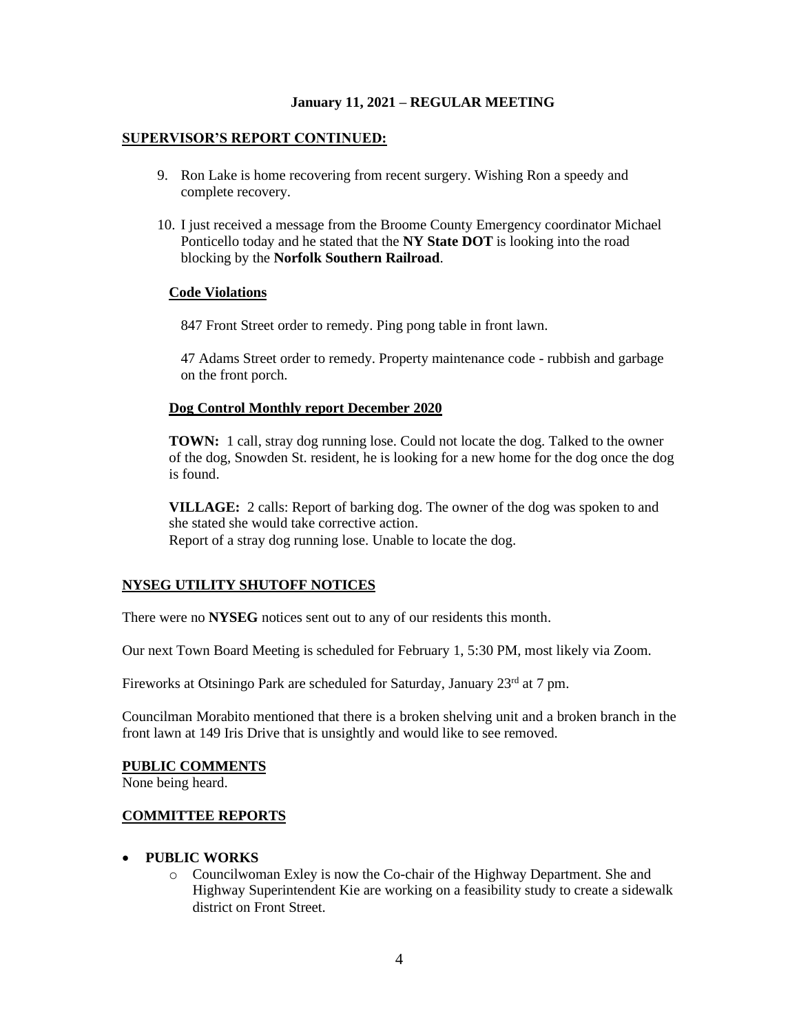**January 11, 2021 – REGULAR MEETING**

**SUPERVISOR'S REPORT CONTINUED:**

9. Ron Lake is home recovering from recent surgery. Wishing Ron a speedy and complete recovery.
10. I just received a message from the Broome County Emergency coordinator Michael Ponticello today and he stated that the **NY State DOT** is looking into the road blocking by the **Norfolk Southern Railroad**.

**Code Violations**

847 Front Street order to remedy. Ping pong table in front lawn.

47 Adams Street order to remedy. Property maintenance code - rubbish and garbage on the front porch.

**Dog Control Monthly report December 2020**

**TOWN:** 1 call, stray dog running lose. Could not locate the dog. Talked to the owner of the dog, Snowden St. resident, he is looking for a new home for the dog once the dog is found.

**VILLAGE:** 2 calls: Report of barking dog. The owner of the dog was spoken to and she stated she would take corrective action.
Report of a stray dog running lose. Unable to locate the dog.

**NYSEG UTILITY SHUTOFF NOTICES**

There were no **NYSEG** notices sent out to any of our residents this month.

Our next Town Board Meeting is scheduled for February 1, 5:30 PM, most likely via Zoom.

Fireworks at Otsiningo Park are scheduled for Saturday, January 23rd at 7 pm.

Councilman Morabito mentioned that there is a broken shelving unit and a broken branch in the front lawn at 149 Iris Drive that is unsightly and would like to see removed.

**PUBLIC COMMENTS**

None being heard.

**COMMITTEE REPORTS**

- **PUBLIC WORKS**
  - Councilwoman Exley is now the Co-chair of the Highway Department. She and Highway Superintendent Kie are working on a feasibility study to create a sidewalk district on Front Street.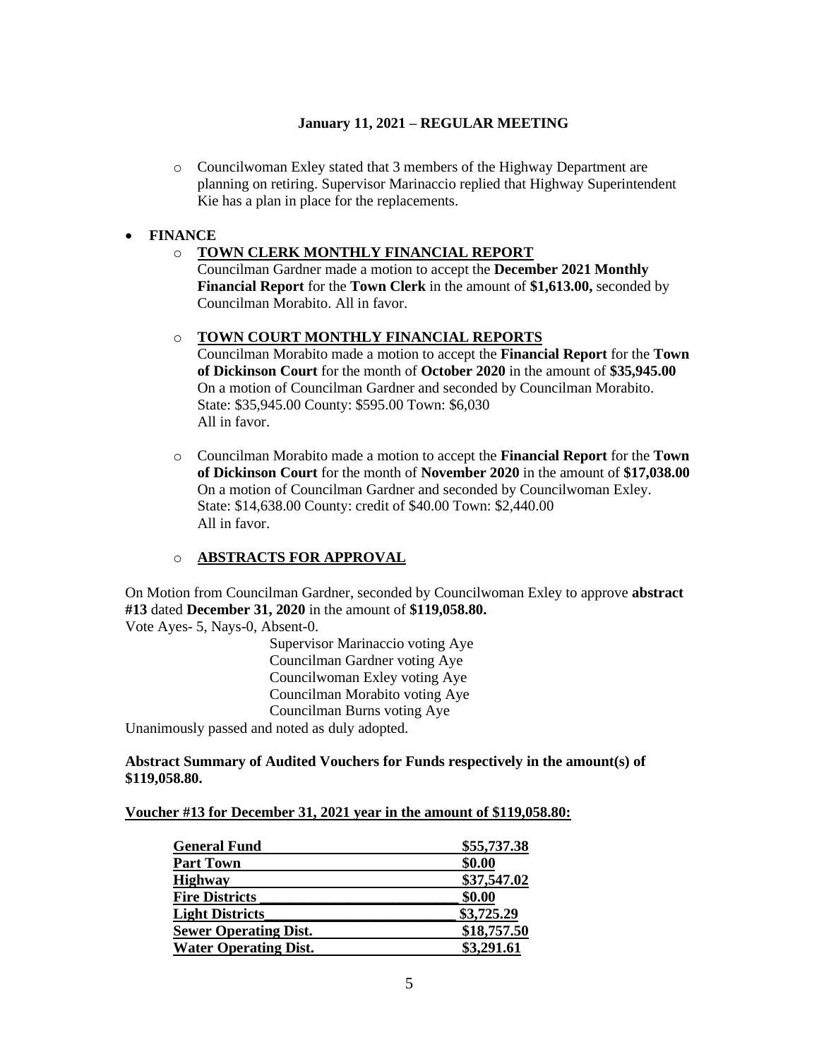**January 11, 2021 – REGULAR MEETING**

- Councilwoman Exley stated that 3 members of the Highway Department are planning on retiring. Supervisor Marinaccio replied that Highway Superintendent Kie has a plan in place for the replacements.

- **FINANCE**
  - **TOWN CLERK MONTHLY FINANCIAL REPORT**
    Councilman Gardner made a motion to accept the **December 2021 Monthly Financial Report** for the **Town Clerk** in the amount of **$1,613.00,** seconded by Councilman Morabito. All in favor.

  - **TOWN COURT MONTHLY FINANCIAL REPORTS**
    Councilman Morabito made a motion to accept the **Financial Report** for the **Town of Dickinson Court** for the month of **October 2020** in the amount of **$35,945.00**
    On a motion of Councilman Gardner and seconded by Councilman Morabito.
    State: $35,945.00 County: $595.00 Town: $6,030
    All in favor.

  - Councilman Morabito made a motion to accept the **Financial Report** for the **Town of Dickinson Court** for the month of **November 2020** in the amount of **$17,038.00**
    On a motion of Councilman Gardner and seconded by Councilwoman Exley.
    State: $14,638.00 County: credit of $40.00 Town: $2,440.00
    All in favor.

  - **ABSTRACTS FOR APPROVAL**

On Motion from Councilman Gardner, seconded by Councilwoman Exley to approve **abstract #13** dated **December 31, 2020** in the amount of **$119,058.80.**
Vote Ayes- 5, Nays-0, Absent-0.

Supervisor Marinaccio voting Aye
Councilman Gardner voting Aye
Councilwoman Exley voting Aye
Councilman Morabito voting Aye
Councilman Burns voting Aye

Unanimously passed and noted as duly adopted.

**Abstract Summary of Audited Vouchers for Funds respectively in the amount(s) of $119,058.80.**

**Voucher #13 for December 31, 2021 year in the amount of $119,058.80:**

| | |
|---|---|
| **General Fund** | **$55,737.38** |
| **Part Town** | **$0.00** |
| **Highway** | **$37,547.02** |
| **Fire Districts** | **$0.00** |
| **Light Districts** | **$3,725.29** |
| **Sewer Operating Dist.** | **$18,757.50** |
| **Water Operating Dist.** | **$3,291.61** |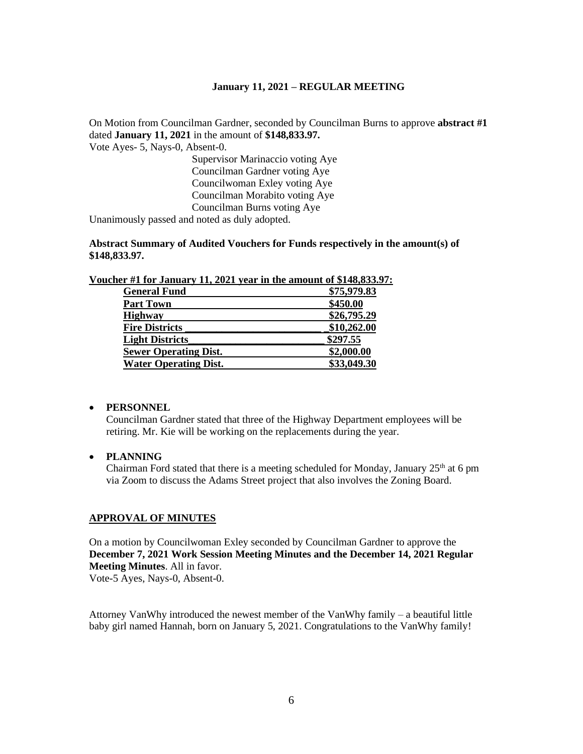**January 11, 2021 – REGULAR MEETING**

On Motion from Councilman Gardner, seconded by Councilman Burns to approve **abstract #1** dated **January 11, 2021** in the amount of **$148,833.97.**
Vote Ayes- 5, Nays-0, Absent-0.

Supervisor Marinaccio voting Aye
Councilman Gardner voting Aye
Councilwoman Exley voting Aye
Councilman Morabito voting Aye
Councilman Burns voting Aye

Unanimously passed and noted as duly adopted.

**Abstract Summary of Audited Vouchers for Funds respectively in the amount(s) of $148,833.97.**

**Voucher #1 for January 11, 2021 year in the amount of $148,833.97:**

| | |
|---|---|
| **General Fund** | **$75,979.83** |
| **Part Town** | **$450.00** |
| **Highway** | **$26,795.29** |
| **Fire Districts** | **$10,262.00** |
| **Light Districts** | **$297.55** |
| **Sewer Operating Dist.** | **$2,000.00** |
| **Water Operating Dist.** | **$33,049.30** |

- **PERSONNEL**
  Councilman Gardner stated that three of the Highway Department employees will be retiring. Mr. Kie will be working on the replacements during the year.

- **PLANNING**
  Chairman Ford stated that there is a meeting scheduled for Monday, January 25th at 6 pm via Zoom to discuss the Adams Street project that also involves the Zoning Board.

**APPROVAL OF MINUTES**

On a motion by Councilwoman Exley seconded by Councilman Gardner to approve the **December 7, 2021 Work Session Meeting Minutes and the December 14, 2021 Regular Meeting Minutes**. All in favor.
Vote-5 Ayes, Nays-0, Absent-0.

Attorney VanWhy introduced the newest member of the VanWhy family – a beautiful little baby girl named Hannah, born on January 5, 2021. Congratulations to the VanWhy family!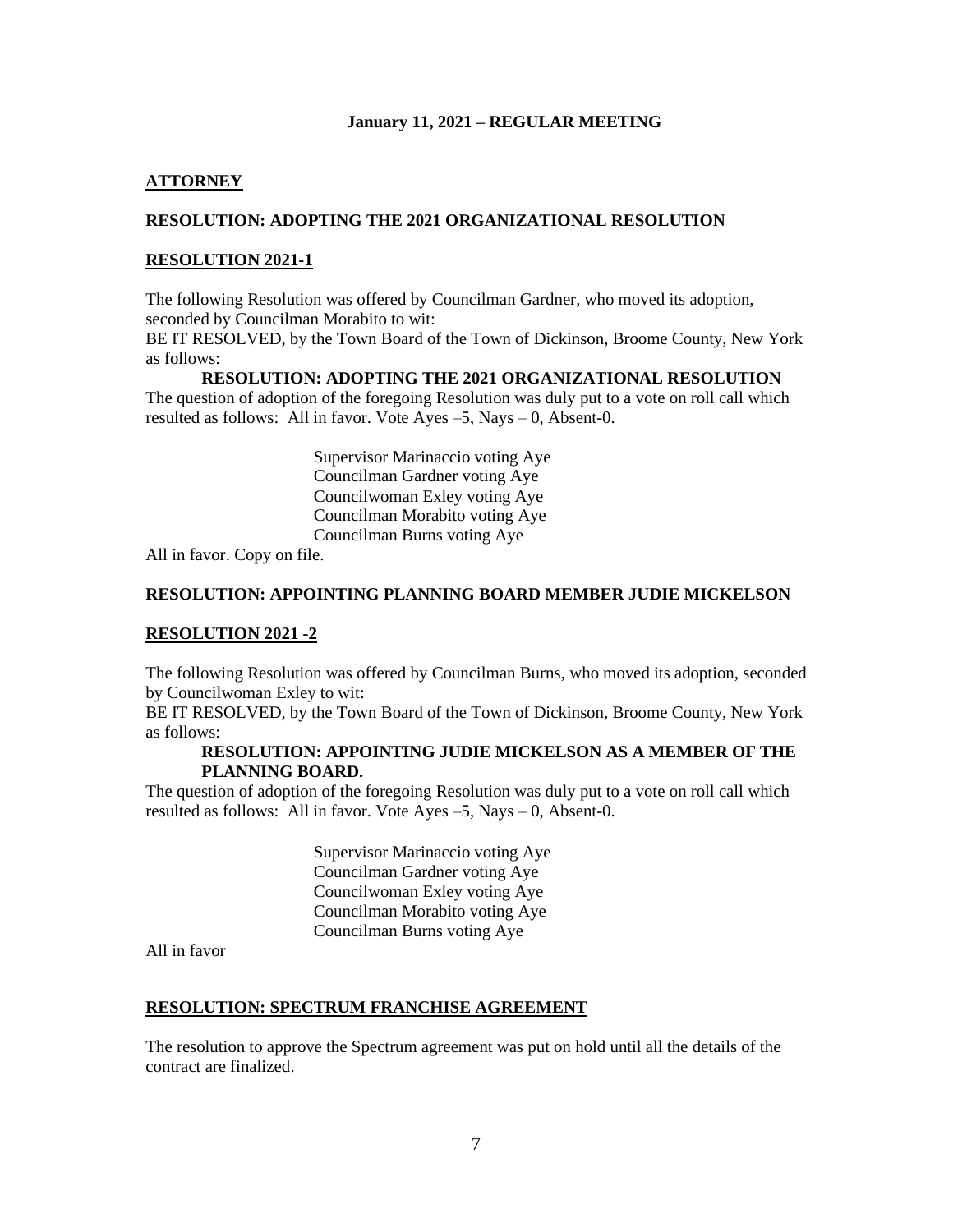**January 11, 2021 – REGULAR MEETING**

## ATTORNEY

**RESOLUTION: ADOPTING THE 2021 ORGANIZATIONAL RESOLUTION**

**RESOLUTION 2021-1**

The following Resolution was offered by Councilman Gardner, who moved its adoption, seconded by Councilman Morabito to wit:
BE IT RESOLVED, by the Town Board of the Town of Dickinson, Broome County, New York as follows:

**RESOLUTION: ADOPTING THE 2021 ORGANIZATIONAL RESOLUTION**

The question of adoption of the foregoing Resolution was duly put to a vote on roll call which resulted as follows: All in favor. Vote Ayes –5, Nays – 0, Absent-0.

Supervisor Marinaccio voting Aye
Councilman Gardner voting Aye
Councilwoman Exley voting Aye
Councilman Morabito voting Aye
Councilman Burns voting Aye

All in favor. Copy on file.

**RESOLUTION: APPOINTING PLANNING BOARD MEMBER JUDIE MICKELSON**

**RESOLUTION 2021 -2**

The following Resolution was offered by Councilman Burns, who moved its adoption, seconded by Councilwoman Exley to wit:
BE IT RESOLVED, by the Town Board of the Town of Dickinson, Broome County, New York as follows:

**RESOLUTION: APPOINTING JUDIE MICKELSON AS A MEMBER OF THE PLANNING BOARD.**

The question of adoption of the foregoing Resolution was duly put to a vote on roll call which resulted as follows: All in favor. Vote Ayes –5, Nays – 0, Absent-0.

Supervisor Marinaccio voting Aye
Councilman Gardner voting Aye
Councilwoman Exley voting Aye
Councilman Morabito voting Aye
Councilman Burns voting Aye

All in favor

**RESOLUTION: SPECTRUM FRANCHISE AGREEMENT**

The resolution to approve the Spectrum agreement was put on hold until all the details of the contract are finalized.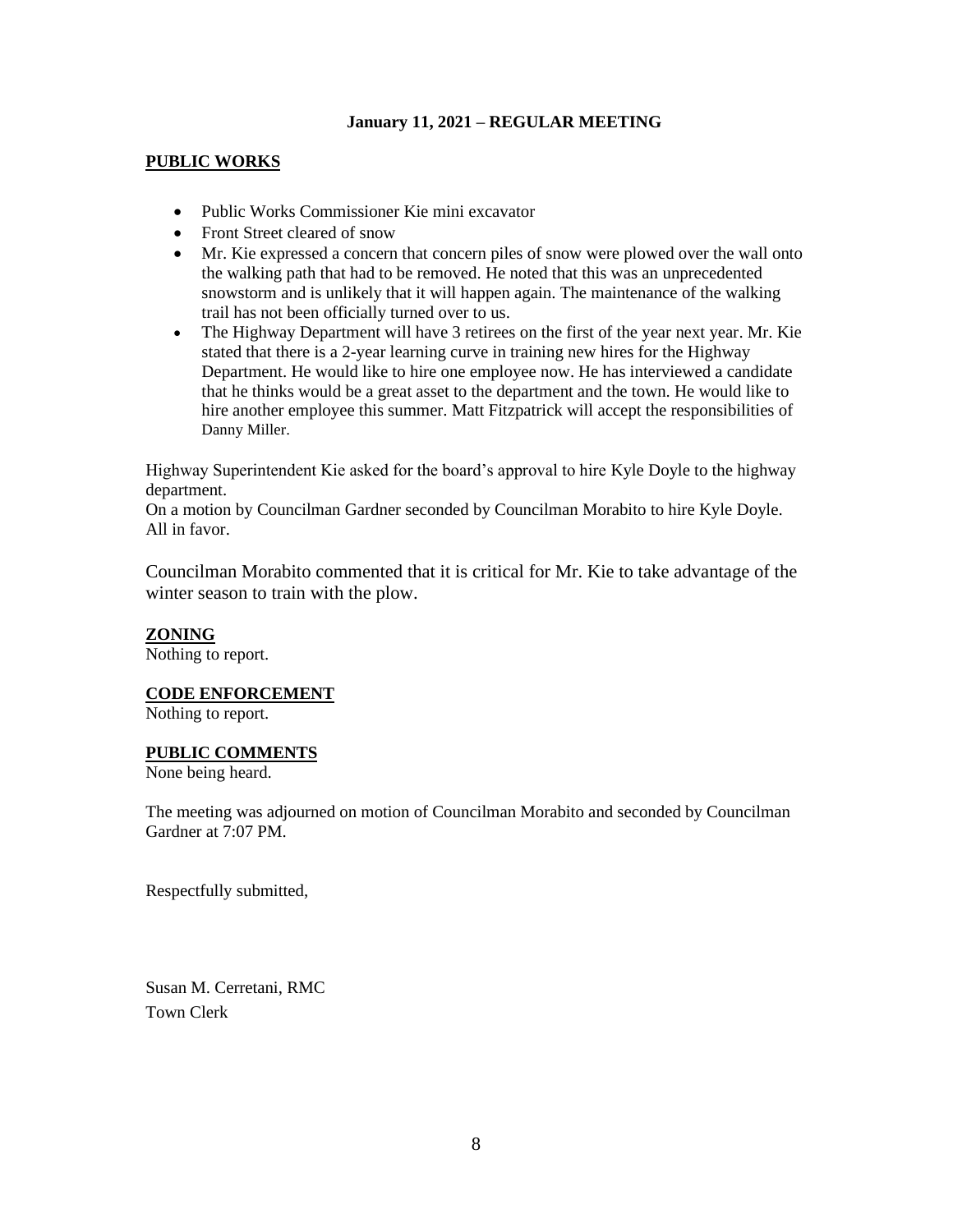**January 11, 2021 – REGULAR MEETING**

**PUBLIC WORKS**

- Public Works Commissioner Kie mini excavator
- Front Street cleared of snow
- Mr. Kie expressed a concern that concern piles of snow were plowed over the wall onto the walking path that had to be removed. He noted that this was an unprecedented snowstorm and is unlikely that it will happen again. The maintenance of the walking trail has not been officially turned over to us.
- The Highway Department will have 3 retirees on the first of the year next year. Mr. Kie stated that there is a 2-year learning curve in training new hires for the Highway Department. He would like to hire one employee now. He has interviewed a candidate that he thinks would be a great asset to the department and the town. He would like to hire another employee this summer. Matt Fitzpatrick will accept the responsibilities of Danny Miller.

Highway Superintendent Kie asked for the board's approval to hire Kyle Doyle to the highway department.
On a motion by Councilman Gardner seconded by Councilman Morabito to hire Kyle Doyle. All in favor.

Councilman Morabito commented that it is critical for Mr. Kie to take advantage of the winter season to train with the plow.

**ZONING**
Nothing to report.

**CODE ENFORCEMENT**
Nothing to report.

**PUBLIC COMMENTS**
None being heard.

The meeting was adjourned on motion of Councilman Morabito and seconded by Councilman Gardner at 7:07 PM.

Respectfully submitted,

Susan M. Cerretani, RMC
Town Clerk